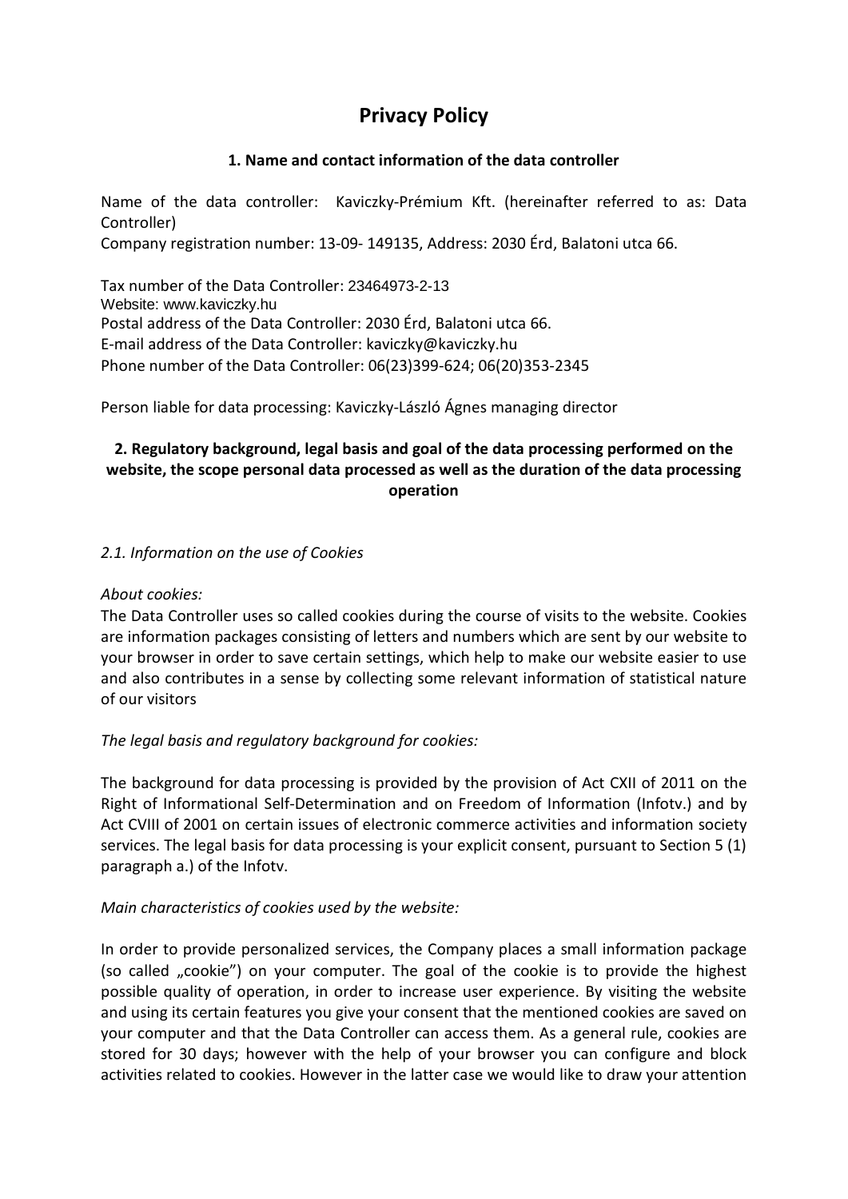# Privacy Policy

## 1. Name and contact information of the data controller

Name of the data controller: Kaviczky-Prémium Kft. (hereinafter referred to as: Data Controller)
Company registration number: 13-09- 149135, Address: 2030 Érd, Balatoni utca 66.

Tax number of the Data Controller: 23464973-2-13
Website: www.kaviczky.hu
Postal address of the Data Controller: 2030 Érd, Balatoni utca 66.
E-mail address of the Data Controller: kaviczky@kaviczky.hu
Phone number of the Data Controller: 06(23)399-624; 06(20)353-2345

Person liable for data processing: Kaviczky-László Ágnes managing director

## 2. Regulatory background, legal basis and goal of the data processing performed on the website, the scope personal data processed as well as the duration of the data processing operation

### *2.1. Information on the use of Cookies*

*About cookies:*
The Data Controller uses so called cookies during the course of visits to the website. Cookies are information packages consisting of letters and numbers which are sent by our website to your browser in order to save certain settings, which help to make our website easier to use and also contributes in a sense by collecting some relevant information of statistical nature of our visitors

*The legal basis and regulatory background for cookies:*

The background for data processing is provided by the provision of Act CXII of 2011 on the Right of Informational Self-Determination and on Freedom of Information (Infotv.) and by Act CVIII of 2001 on certain issues of electronic commerce activities and information society services. The legal basis for data processing is your explicit consent, pursuant to Section 5 (1) paragraph a.) of the Infotv.

*Main characteristics of cookies used by the website:*

In order to provide personalized services, the Company places a small information package (so called „cookie") on your computer. The goal of the cookie is to provide the highest possible quality of operation, in order to increase user experience. By visiting the website and using its certain features you give your consent that the mentioned cookies are saved on your computer and that the Data Controller can access them. As a general rule, cookies are stored for 30 days; however with the help of your browser you can configure and block activities related to cookies. However in the latter case we would like to draw your attention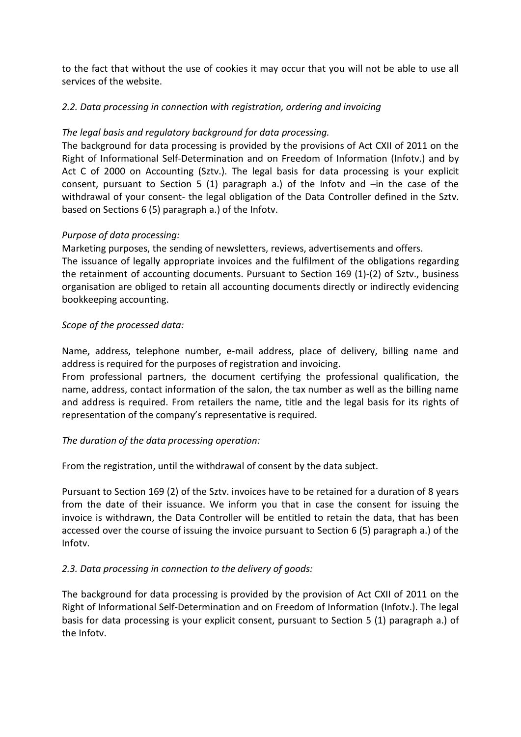to the fact that without the use of cookies it may occur that you will not be able to use all services of the website.

*2.2. Data processing in connection with registration, ordering and invoicing*

*The legal basis and regulatory background for data processing.*

The background for data processing is provided by the provisions of Act CXII of 2011 on the Right of Informational Self-Determination and on Freedom of Information (Infotv.) and by Act C of 2000 on Accounting (Sztv.). The legal basis for data processing is your explicit consent, pursuant to Section 5 (1) paragraph a.) of the Infotv and –in the case of the withdrawal of your consent- the legal obligation of the Data Controller defined in the Sztv. based on Sections 6 (5) paragraph a.) of the Infotv.

*Purpose of data processing:*

Marketing purposes, the sending of newsletters, reviews, advertisements and offers.

The issuance of legally appropriate invoices and the fulfilment of the obligations regarding the retainment of accounting documents. Pursuant to Section 169 (1)-(2) of Sztv., business organisation are obliged to retain all accounting documents directly or indirectly evidencing bookkeeping accounting.

*Scope of the processed data:*

Name, address, telephone number, e-mail address, place of delivery, billing name and address is required for the purposes of registration and invoicing.

From professional partners, the document certifying the professional qualification, the name, address, contact information of the salon, the tax number as well as the billing name and address is required. From retailers the name, title and the legal basis for its rights of representation of the company's representative is required.

*The duration of the data processing operation:*

From the registration, until the withdrawal of consent by the data subject.

Pursuant to Section 169 (2) of the Sztv. invoices have to be retained for a duration of 8 years from the date of their issuance. We inform you that in case the consent for issuing the invoice is withdrawn, the Data Controller will be entitled to retain the data, that has been accessed over the course of issuing the invoice pursuant to Section 6 (5) paragraph a.) of the Infotv.

*2.3. Data processing in connection to the delivery of goods:*

The background for data processing is provided by the provision of Act CXII of 2011 on the Right of Informational Self-Determination and on Freedom of Information (Infotv.). The legal basis for data processing is your explicit consent, pursuant to Section 5 (1) paragraph a.) of the Infotv.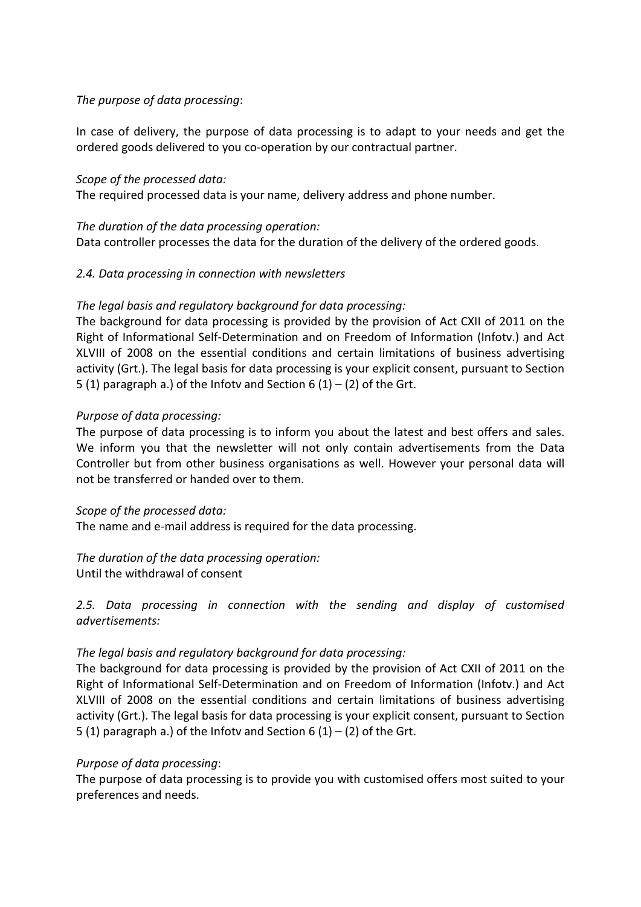*The purpose of data processing*:

In case of delivery, the purpose of data processing is to adapt to your needs and get the ordered goods delivered to you co-operation by our contractual partner.

*Scope of the processed data:*
The required processed data is your name, delivery address and phone number.

*The duration of the data processing operation:*
Data controller processes the data for the duration of the delivery of the ordered goods.

### *2.4. Data processing in connection with newsletters*

*The legal basis and regulatory background for data processing:*
The background for data processing is provided by the provision of Act CXII of 2011 on the Right of Informational Self-Determination and on Freedom of Information (Infotv.) and Act XLVIII of 2008 on the essential conditions and certain limitations of business advertising activity (Grt.). The legal basis for data processing is your explicit consent, pursuant to Section 5 (1) paragraph a.) of the Infotv and Section 6 (1) – (2) of the Grt.

*Purpose of data processing:*
The purpose of data processing is to inform you about the latest and best offers and sales. We inform you that the newsletter will not only contain advertisements from the Data Controller but from other business organisations as well. However your personal data will not be transferred or handed over to them.

*Scope of the processed data:*
The name and e-mail address is required for the data processing.

*The duration of the data processing operation:*
Until the withdrawal of consent

### *2.5. Data processing in connection with the sending and display of customised advertisements:*

*The legal basis and regulatory background for data processing:*
The background for data processing is provided by the provision of Act CXII of 2011 on the Right of Informational Self-Determination and on Freedom of Information (Infotv.) and Act XLVIII of 2008 on the essential conditions and certain limitations of business advertising activity (Grt.). The legal basis for data processing is your explicit consent, pursuant to Section 5 (1) paragraph a.) of the Infotv and Section 6 (1) – (2) of the Grt.

*Purpose of data processing*:
The purpose of data processing is to provide you with customised offers most suited to your preferences and needs.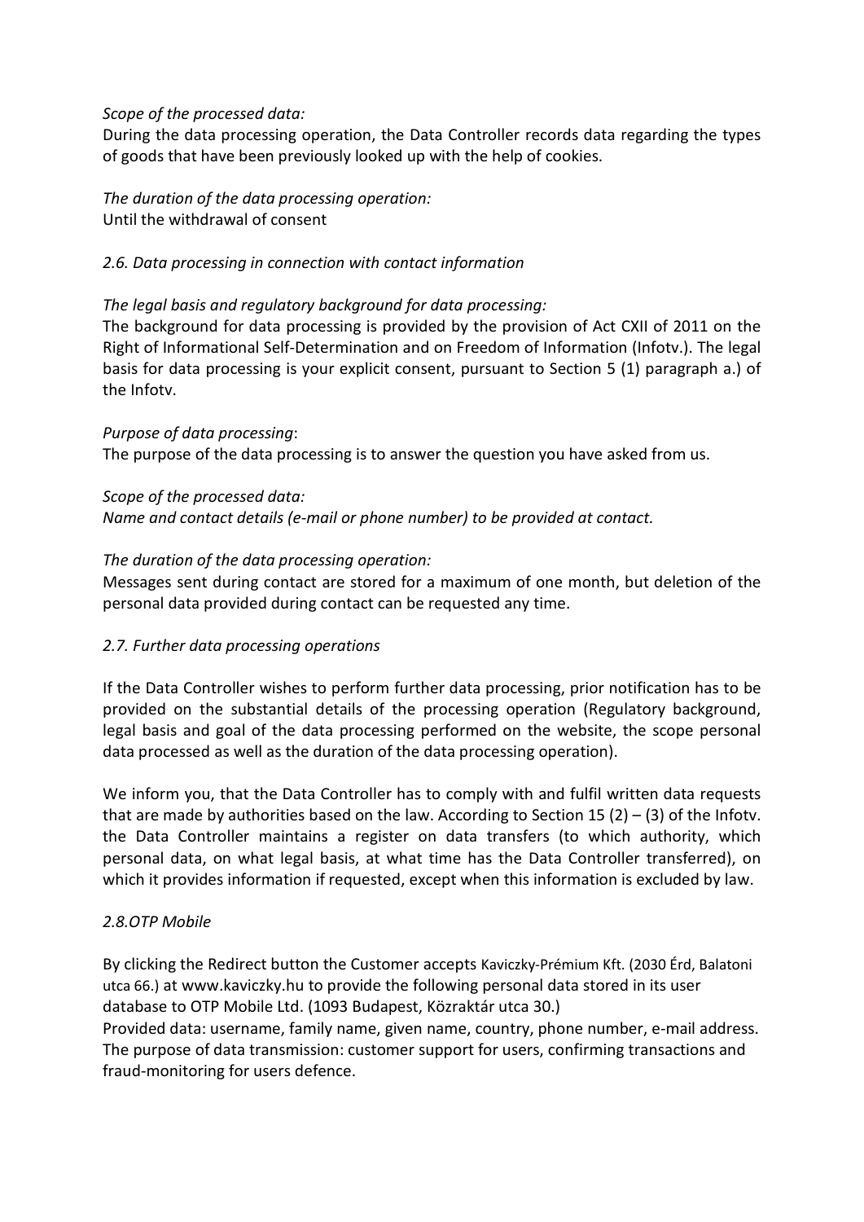*Scope of the processed data:*
During the data processing operation, the Data Controller records data regarding the types of goods that have been previously looked up with the help of cookies.

*The duration of the data processing operation:*
Until the withdrawal of consent

*2.6. Data processing in connection with contact information*

*The legal basis and regulatory background for data processing:*
The background for data processing is provided by the provision of Act CXII of 2011 on the Right of Informational Self-Determination and on Freedom of Information (Infotv.). The legal basis for data processing is your explicit consent, pursuant to Section 5 (1) paragraph a.) of the Infotv.

*Purpose of data processing*:
The purpose of the data processing is to answer the question you have asked from us.

*Scope of the processed data:*
*Name and contact details (e-mail or phone number) to be provided at contact.*

*The duration of the data processing operation:*
Messages sent during contact are stored for a maximum of one month, but deletion of the personal data provided during contact can be requested any time.

*2.7. Further data processing operations*

If the Data Controller wishes to perform further data processing, prior notification has to be provided on the substantial details of the processing operation (Regulatory background, legal basis and goal of the data processing performed on the website, the scope personal data processed as well as the duration of the data processing operation).

We inform you, that the Data Controller has to comply with and fulfil written data requests that are made by authorities based on the law. According to Section 15 (2) – (3) of the Infotv. the Data Controller maintains a register on data transfers (to which authority, which personal data, on what legal basis, at what time has the Data Controller transferred), on which it provides information if requested, except when this information is excluded by law.

*2.8.OTP Mobile*

By clicking the Redirect button the Customer accepts Kaviczky-Prémium Kft. (2030 Érd, Balatoni utca 66.) at www.kaviczky.hu to provide the following personal data stored in its user database to OTP Mobile Ltd. (1093 Budapest, Közraktár utca 30.)
Provided data: username, family name, given name, country, phone number, e-mail address.
The purpose of data transmission: customer support for users, confirming transactions and fraud-monitoring for users defence.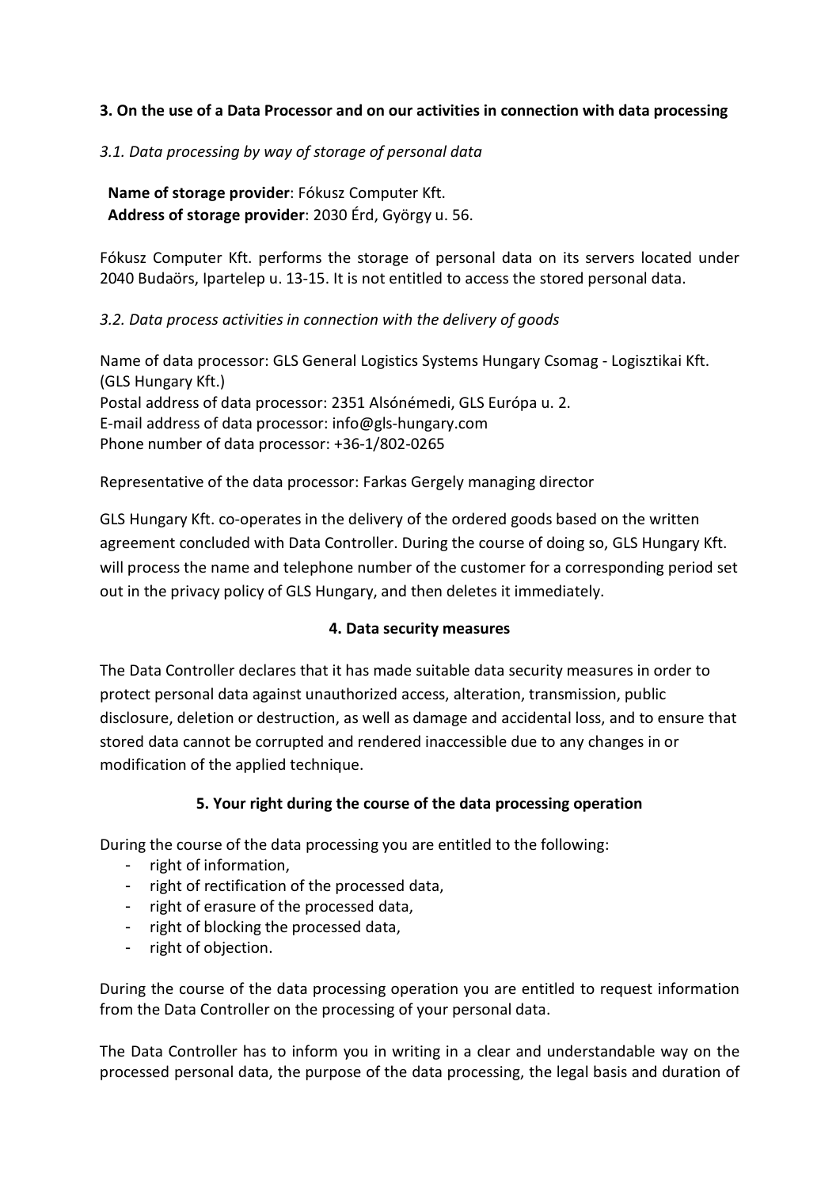## 3. On the use of a Data Processor and on our activities in connection with data processing

*3.1. Data processing by way of storage of personal data*

**Name of storage provider**: Fókusz Computer Kft.
**Address of storage provider**: 2030 Érd, György u. 56.

Fókusz Computer Kft. performs the storage of personal data on its servers located under 2040 Budaörs, Ipartelep u. 13-15. It is not entitled to access the stored personal data.

*3.2. Data process activities in connection with the delivery of goods*

Name of data processor: GLS General Logistics Systems Hungary Csomag - Logisztikai Kft. (GLS Hungary Kft.)
Postal address of data processor: 2351 Alsónémedi, GLS Európa u. 2.
E-mail address of data processor: info@gls-hungary.com
Phone number of data processor: +36-1/802-0265

Representative of the data processor: Farkas Gergely managing director

GLS Hungary Kft. co-operates in the delivery of the ordered goods based on the written agreement concluded with Data Controller. During the course of doing so, GLS Hungary Kft. will process the name and telephone number of the customer for a corresponding period set out in the privacy policy of GLS Hungary, and then deletes it immediately.

## 4. Data security measures

The Data Controller declares that it has made suitable data security measures in order to protect personal data against unauthorized access, alteration, transmission, public disclosure, deletion or destruction, as well as damage and accidental loss, and to ensure that stored data cannot be corrupted and rendered inaccessible due to any changes in or modification of the applied technique.

## 5. Your right during the course of the data processing operation

During the course of the data processing you are entitled to the following:

- right of information,
- right of rectification of the processed data,
- right of erasure of the processed data,
- right of blocking the processed data,
- right of objection.

During the course of the data processing operation you are entitled to request information from the Data Controller on the processing of your personal data.

The Data Controller has to inform you in writing in a clear and understandable way on the processed personal data, the purpose of the data processing, the legal basis and duration of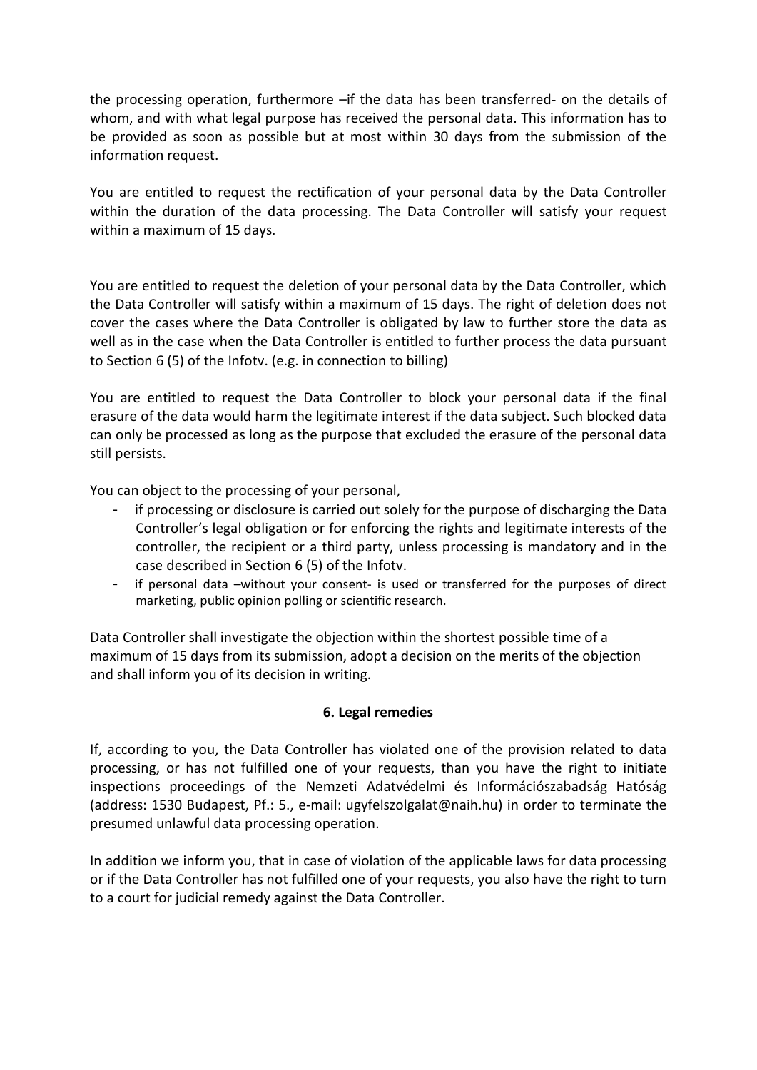the processing operation, furthermore –if the data has been transferred- on the details of whom, and with what legal purpose has received the personal data. This information has to be provided as soon as possible but at most within 30 days from the submission of the information request.

You are entitled to request the rectification of your personal data by the Data Controller within the duration of the data processing. The Data Controller will satisfy your request within a maximum of 15 days.

You are entitled to request the deletion of your personal data by the Data Controller, which the Data Controller will satisfy within a maximum of 15 days. The right of deletion does not cover the cases where the Data Controller is obligated by law to further store the data as well as in the case when the Data Controller is entitled to further process the data pursuant to Section 6 (5) of the Infotv. (e.g. in connection to billing)

You are entitled to request the Data Controller to block your personal data if the final erasure of the data would harm the legitimate interest if the data subject. Such blocked data can only be processed as long as the purpose that excluded the erasure of the personal data still persists.

You can object to the processing of your personal,

- if processing or disclosure is carried out solely for the purpose of discharging the Data Controller's legal obligation or for enforcing the rights and legitimate interests of the controller, the recipient or a third party, unless processing is mandatory and in the case described in Section 6 (5) of the Infotv.
- if personal data –without your consent- is used or transferred for the purposes of direct marketing, public opinion polling or scientific research.

Data Controller shall investigate the objection within the shortest possible time of a maximum of 15 days from its submission, adopt a decision on the merits of the objection and shall inform you of its decision in writing.

## 6. Legal remedies

If, according to you, the Data Controller has violated one of the provision related to data processing, or has not fulfilled one of your requests, than you have the right to initiate inspections proceedings of the Nemzeti Adatvédelmi és Információszabadság Hatóság (address: 1530 Budapest, Pf.: 5., e-mail: ugyfelszolgalat@naih.hu) in order to terminate the presumed unlawful data processing operation.

In addition we inform you, that in case of violation of the applicable laws for data processing or if the Data Controller has not fulfilled one of your requests, you also have the right to turn to a court for judicial remedy against the Data Controller.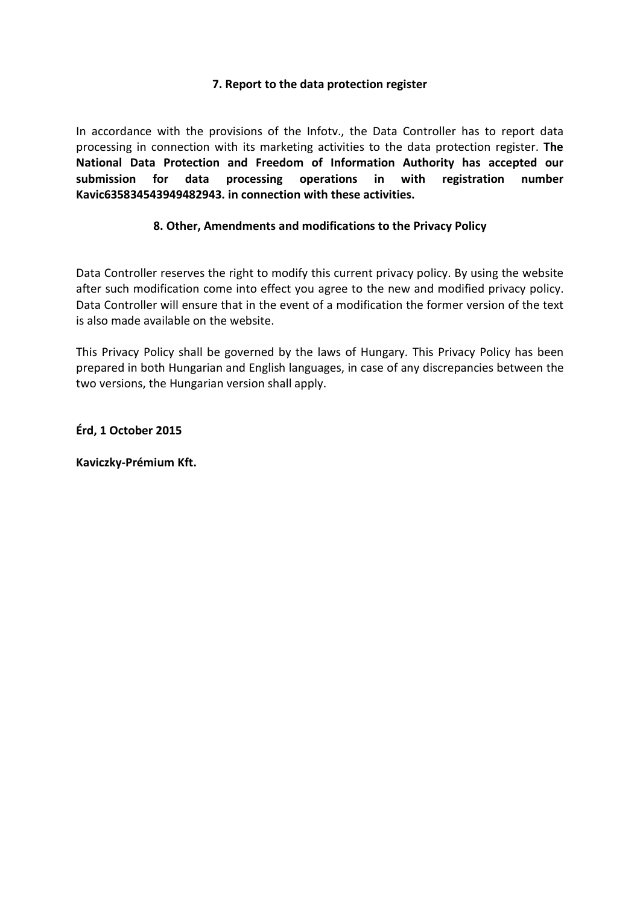### 7. Report to the data protection register

In accordance with the provisions of the Infotv., the Data Controller has to report data processing in connection with its marketing activities to the data protection register. **The National Data Protection and Freedom of Information Authority has accepted our submission for data processing operations in with registration number Kavic635834543949482943. in connection with these activities.**

### 8. Other, Amendments and modifications to the Privacy Policy

Data Controller reserves the right to modify this current privacy policy. By using the website after such modification come into effect you agree to the new and modified privacy policy. Data Controller will ensure that in the event of a modification the former version of the text is also made available on the website.

This Privacy Policy shall be governed by the laws of Hungary. This Privacy Policy has been prepared in both Hungarian and English languages, in case of any discrepancies between the two versions, the Hungarian version shall apply.

**Érd, 1 October 2015**

**Kaviczky-Prémium Kft.**